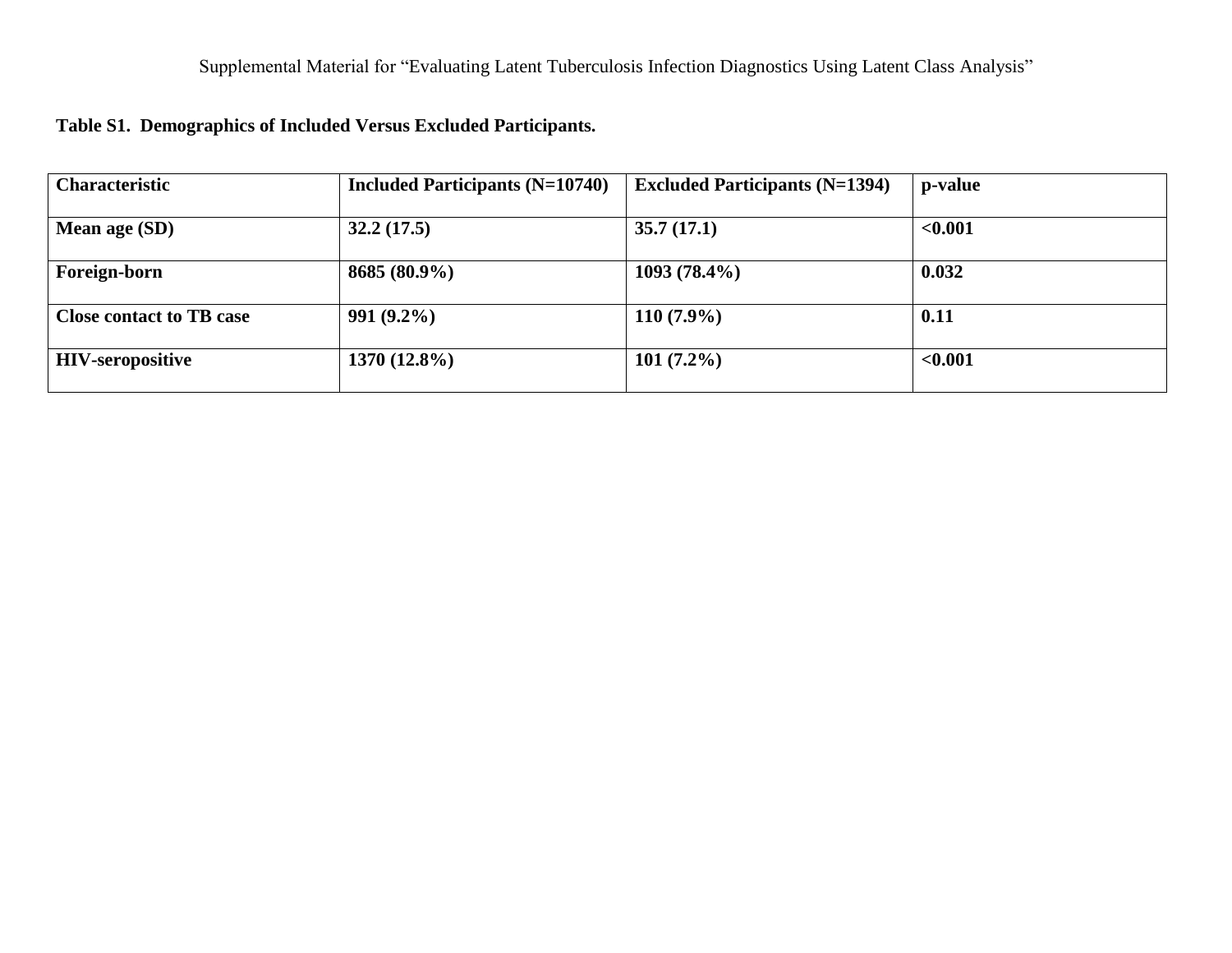Supplemental Material for "Evaluating Latent Tuberculosis Infection Diagnostics Using Latent Class Analysis"

**Table S1. Demographics of Included Versus Excluded Participants.**

| Characteristic | Included Participants (N=10740) | Excluded Participants (N=1394) | p-value |
|---|---|---|---|
| **Mean age (SD)** | **32.2 (17.5)** | **35.7 (17.1)** | **<0.001** |
| **Foreign-born** | **8685 (80.9%)** | **1093 (78.4%)** | **0.032** |
| **Close contact to TB case** | **991 (9.2%)** | **110 (7.9%)** | **0.11** |
| **HIV-seropositive** | **1370 (12.8%)** | **101 (7.2%)** | **<0.001** |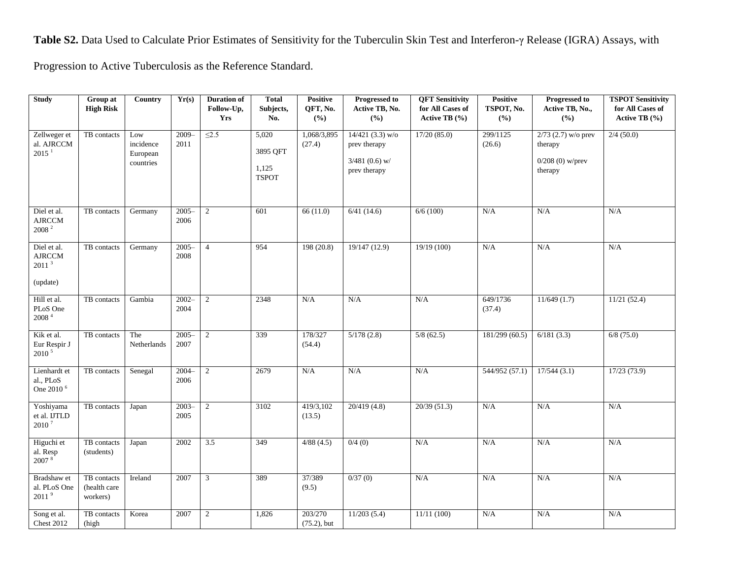**Table S2.** Data Used to Calculate Prior Estimates of Sensitivity for the Tuberculin Skin Test and Interferon-γ Release (IGRA) Assays, with Progression to Active Tuberculosis as the Reference Standard.

| Study | Group at High Risk | Country | Yr(s) | Duration of Follow-Up, Yrs | Total Subjects, No. | Positive QFT, No. (%) | Progressed to Active TB, No. (%) | QFT Sensitivity for All Cases of Active TB (%) | Positive TSPOT, No. (%) | Progressed to Active TB, No., (%) | TSPOT Sensitivity for All Cases of Active TB (%) |
|---|---|---|---|---|---|---|---|---|---|---|---|
| Zellweger et al. AJRCCM 2015 [1] | TB contacts | Low incidence European countries | 2009–2011 | ≤2.5 | 5,020<br>3895 QFT<br>1,125 TSPOT | 1,068/3,895 (27.4) | 14/421 (3.3) w/o prev therapy<br>3/481 (0.6) w/ prev therapy | 17/20 (85.0) | 299/1125 (26.6) | 2/73 (2.7) w/o prev therapy<br>0/208 (0) w/prev therapy | 2/4 (50.0) |
| Diel et al. AJRCCM 2008 [2] | TB contacts | Germany | 2005–2006 | 2 | 601 | 66 (11.0) | 6/41 (14.6) | 6/6 (100) | N/A | N/A | N/A |
| Diel et al. AJRCCM 2011 [3]<br>(update) | TB contacts | Germany | 2005–2008 | 4 | 954 | 198 (20.8) | 19/147 (12.9) | 19/19 (100) | N/A | N/A | N/A |
| Hill et al. PLoS One 2008 [4] | TB contacts | Gambia | 2002–2004 | 2 | 2348 | N/A | N/A | N/A | 649/1736 (37.4) | 11/649 (1.7) | 11/21 (52.4) |
| Kik et al. Eur Respir J 2010 [5] | TB contacts | The Netherlands | 2005–2007 | 2 | 339 | 178/327 (54.4) | 5/178 (2.8) | 5/8 (62.5) | 181/299 (60.5) | 6/181 (3.3) | 6/8 (75.0) |
| Lienhardt et al., PLoS One 2010 [6] | TB contacts | Senegal | 2004–2006 | 2 | 2679 | N/A | N/A | N/A | 544/952 (57.1) | 17/544 (3.1) | 17/23 (73.9) |
| Yoshiyama et al. IJTLD 2010 [7] | TB contacts | Japan | 2003–2005 | 2 | 3102 | 419/3,102 (13.5) | 20/419 (4.8) | 20/39 (51.3) | N/A | N/A | N/A |
| Higuchi et al. Resp 2007 [8] | TB contacts (students) | Japan | 2002 | 3.5 | 349 | 4/88 (4.5) | 0/4 (0) | N/A | N/A | N/A | N/A |
| Bradshaw et al. PLoS One 2011 [9] | TB contacts (health care workers) | Ireland | 2007 | 3 | 389 | 37/389 (9.5) | 0/37 (0) | N/A | N/A | N/A | N/A |
| Song et al. Chest 2012 | TB contacts (high | Korea | 2007 | 2 | 1,826 | 203/270 (75.2), but | 11/203 (5.4) | 11/11 (100) | N/A | N/A | N/A |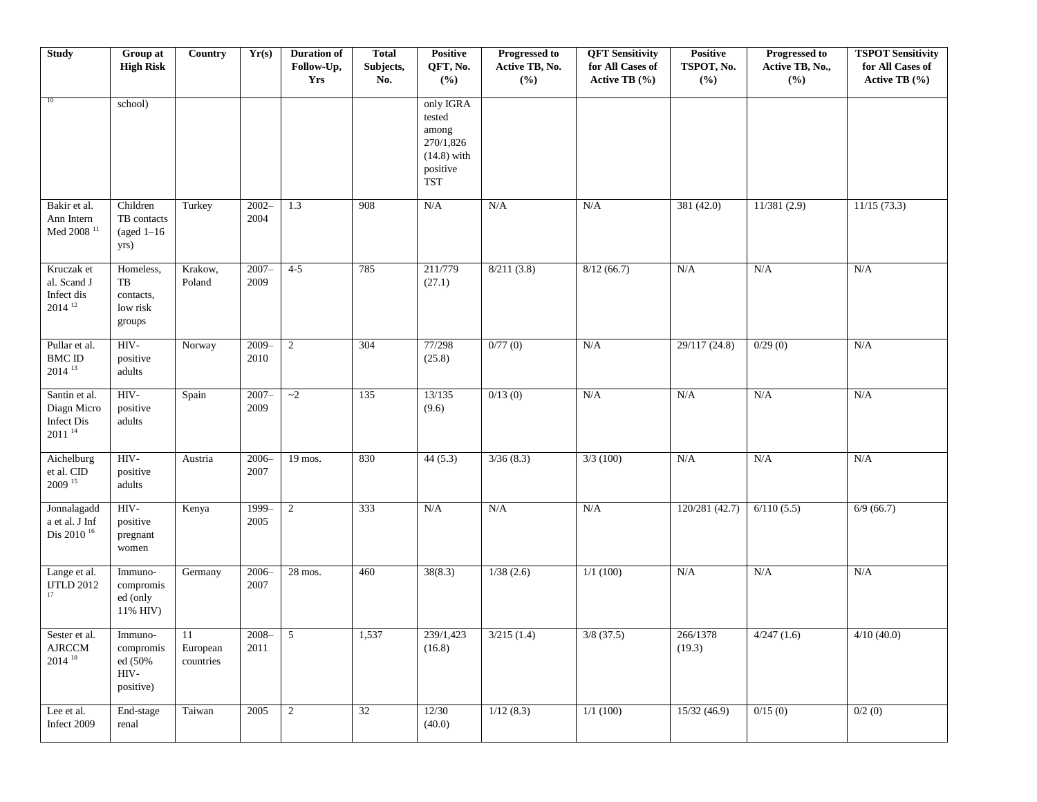| Study | Group at High Risk | Country | Yr(s) | Duration of Follow-Up, Yrs | Total Subjects, No. | Positive QFT, No. (%) | Progressed to Active TB, No. (%) | QFT Sensitivity for All Cases of Active TB (%) | Positive TSPOT, No. (%) | Progressed to Active TB, No., (%) | TSPOT Sensitivity for All Cases of Active TB (%) |
|---|---|---|---|---|---|---|---|---|---|---|---|
| [10] | school) | | | | | only IGRA tested among 270/1,826 (14.8) with positive TST | | | | | |
| Bakir et al. Ann Intern Med 2008 [11] | Children TB contacts (aged 1–16 yrs) | Turkey | 2002–2004 | 1.3 | 908 | N/A | N/A | N/A | 381 (42.0) | 11/381 (2.9) | 11/15 (73.3) |
| Kruczak et al. Scand J Infect dis 2014 [12] | Homeless, TB contacts, low risk groups | Krakow, Poland | 2007–2009 | 4-5 | 785 | 211/779 (27.1) | 8/211 (3.8) | 8/12 (66.7) | N/A | N/A | N/A |
| Pullar et al. BMC ID 2014 [13] | HIV-positive adults | Norway | 2009–2010 | 2 | 304 | 77/298 (25.8) | 0/77 (0) | N/A | 29/117 (24.8) | 0/29 (0) | N/A |
| Santin et al. Diagn Micro Infect Dis 2011 [14] | HIV-positive adults | Spain | 2007–2009 | ~2 | 135 | 13/135 (9.6) | 0/13 (0) | N/A | N/A | N/A | N/A |
| Aichelburg et al. CID 2009 [15] | HIV-positive adults | Austria | 2006–2007 | 19 mos. | 830 | 44 (5.3) | 3/36 (8.3) | 3/3 (100) | N/A | N/A | N/A |
| Jonnalagadda et al. J Inf Dis 2010 [16] | HIV-positive pregnant women | Kenya | 1999–2005 | 2 | 333 | N/A | N/A | N/A | 120/281 (42.7) | 6/110 (5.5) | 6/9 (66.7) |
| Lange et al. IJTLD 2012 [17] | Immuno-compromised (only 11% HIV) | Germany | 2006–2007 | 28 mos. | 460 | 38(8.3) | 1/38 (2.6) | 1/1 (100) | N/A | N/A | N/A |
| Sester et al. AJRCCM 2014 [18] | Immuno-compromised (50% HIV-positive) | 11 European countries | 2008–2011 | 5 | 1,537 | 239/1,423 (16.8) | 3/215 (1.4) | 3/8 (37.5) | 266/1378 (19.3) | 4/247 (1.6) | 4/10 (40.0) |
| Lee et al. Infect 2009 | End-stage renal | Taiwan | 2005 | 2 | 32 | 12/30 (40.0) | 1/12 (8.3) | 1/1 (100) | 15/32 (46.9) | 0/15 (0) | 0/2 (0) |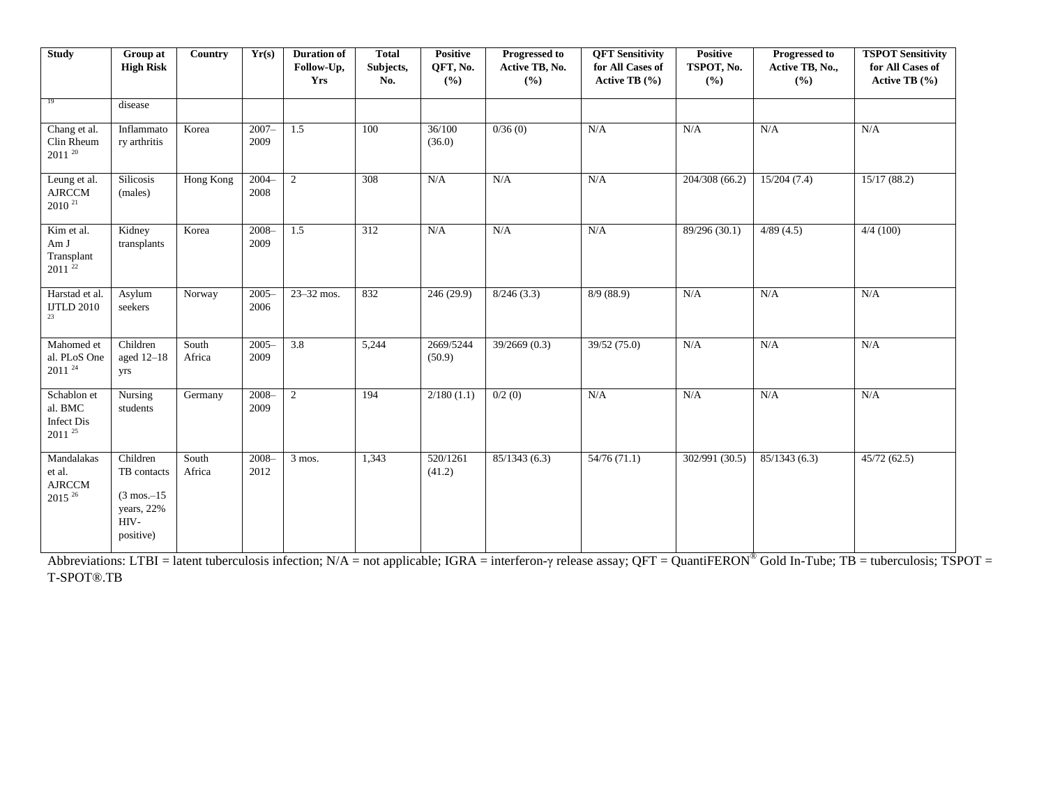| Study | Group at High Risk | Country | Yr(s) | Duration of Follow-Up, Yrs | Total Subjects, No. | Positive QFT, No. (%) | Progressed to Active TB, No. (%) | QFT Sensitivity for All Cases of Active TB (%) | Positive TSPOT, No. (%) | Progressed to Active TB, No., (%) | TSPOT Sensitivity for All Cases of Active TB (%) |
|---|---|---|---|---|---|---|---|---|---|---|---|
| [19] | disease | | | | | | | | | | |
| Chang et al. Clin Rheum 2011 [20] | Inflammatory arthritis | Korea | 2007–2009 | 1.5 | 100 | 36/100 (36.0) | 0/36 (0) | N/A | N/A | N/A | N/A |
| Leung et al. AJRCCM 2010 [21] | Silicosis (males) | Hong Kong | 2004–2008 | 2 | 308 | N/A | N/A | N/A | 204/308 (66.2) | 15/204 (7.4) | 15/17 (88.2) |
| Kim et al. Am J Transplant 2011 [22] | Kidney transplants | Korea | 2008–2009 | 1.5 | 312 | N/A | N/A | N/A | 89/296 (30.1) | 4/89 (4.5) | 4/4 (100) |
| Harstad et al. IJTLD 2010 [23] | Asylum seekers | Norway | 2005–2006 | 23–32 mos. | 832 | 246 (29.9) | 8/246 (3.3) | 8/9 (88.9) | N/A | N/A | N/A |
| Mahomed et al. PLoS One 2011 [24] | Children aged 12–18 yrs | South Africa | 2005–2009 | 3.8 | 5,244 | 2669/5244 (50.9) | 39/2669 (0.3) | 39/52 (75.0) | N/A | N/A | N/A |
| Schablon et al. BMC Infect Dis 2011 [25] | Nursing students | Germany | 2008–2009 | 2 | 194 | 2/180 (1.1) | 0/2 (0) | N/A | N/A | N/A | N/A |
| Mandalakas et al. AJRCCM 2015 [26] | Children TB contacts (3 mos.–15 years, 22% HIV-positive) | South Africa | 2008–2012 | 3 mos. | 1,343 | 520/1261 (41.2) | 85/1343 (6.3) | 54/76 (71.1) | 302/991 (30.5) | 85/1343 (6.3) | 45/72 (62.5) |

Abbreviations: LTBI = latent tuberculosis infection; N/A = not applicable; IGRA = interferon-γ release assay; QFT = QuantiFERON® Gold In-Tube; TB = tuberculosis; TSPOT = T-SPOT®.TB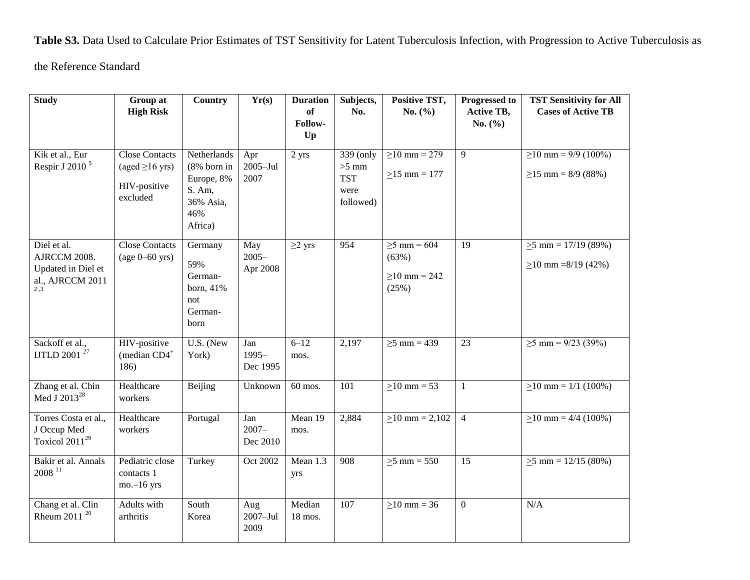**Table S3.** Data Used to Calculate Prior Estimates of TST Sensitivity for Latent Tuberculosis Infection, with Progression to Active Tuberculosis as the Reference Standard

| Study | Group at High Risk | Country | Yr(s) | Duration of Follow-Up | Subjects, No. | Positive TST, No. (%) | Progressed to Active TB, No. (%) | TST Sensitivity for All Cases of Active TB |
|---|---|---|---|---|---|---|---|---|
| Kik et al., Eur Respir J 2010 [5] | Close Contacts (aged ≥16 yrs) HIV-positive excluded | Netherlands (8% born in Europe, 8% S. Am, 36% Asia, 46% Africa) | Apr 2005–Jul 2007 | 2 yrs | 339 (only >5 mm TST were followed) | ≥10 mm = 279 ≥15 mm = 177 | 9 | ≥10 mm = 9/9 (100%) ≥15 mm = 8/9 (88%) |
| Diel et al. AJRCCM 2008. Updated in Diel et al., AJRCCM 2011 [2,3] | Close Contacts (age 0–60 yrs) | Germany 59% German-born, 41% not German-born | May 2005–Apr 2008 | ≥2 yrs | 954 | ≥5 mm = 604 (63%) ≥10 mm = 242 (25%) | 19 | ≥5 mm = 17/19 (89%) ≥10 mm =8/19 (42%) |
| Sackoff et al., IJTLD 2001 [27] | HIV-positive (median $CD4^+$ 186) | U.S. (New York) | Jan 1995–Dec 1995 | 6–12 mos. | 2,197 | ≥5 mm = 439 | 23 | ≥5 mm = 9/23 (39%) |
| Zhang et al. Chin Med J 2013[28] | Healthcare workers | Beijing | Unknown | 60 mos. | 101 | ≥10 mm = 53 | 1 | ≥10 mm = 1/1 (100%) |
| Torres Costa et al., J Occup Med Toxicol 2011[29] | Healthcare workers | Portugal | Jan 2007–Dec 2010 | Mean 19 mos. | 2,884 | ≥10 mm = 2,102 | 4 | ≥10 mm = 4/4 (100%) |
| Bakir et al. Annals 2008 [11] | Pediatric close contacts 1 mo.–16 yrs | Turkey | Oct 2002 | Mean 1.3 yrs | 908 | ≥5 mm = 550 | 15 | ≥5 mm = 12/15 (80%) |
| Chang et al. Clin Rheum 2011 [20] | Adults with arthritis | South Korea | Aug 2007–Jul 2009 | Median 18 mos. | 107 | ≥10 mm = 36 | 0 | N/A |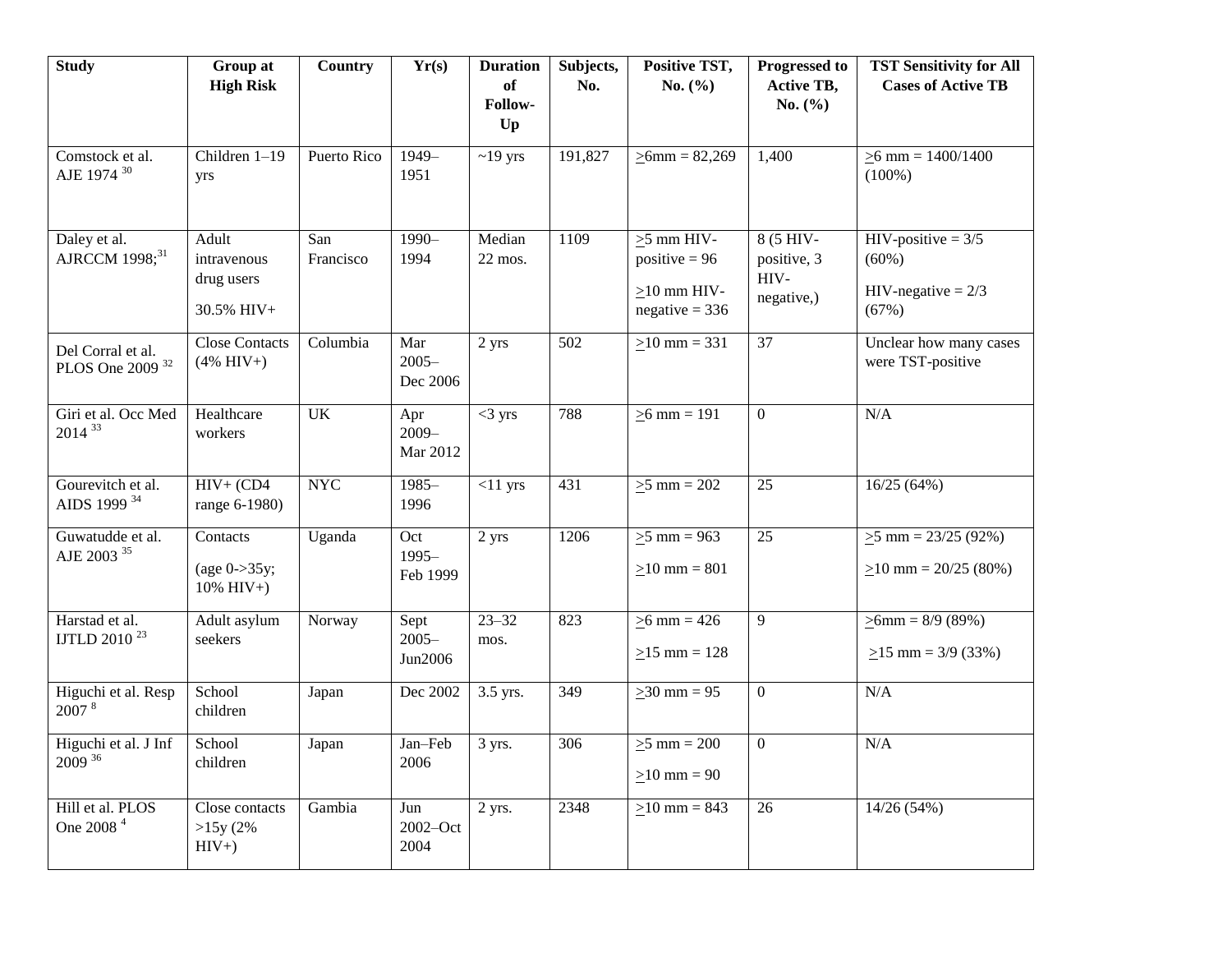| Study | Group at High Risk | Country | Yr(s) | Duration of Follow-Up | Subjects, No. | Positive TST, No. (%) | Progressed to Active TB, No. (%) | TST Sensitivity for All Cases of Active TB |
|---|---|---|---|---|---|---|---|---|
| Comstock et al. AJE 1974 [30] | Children 1–19 yrs | Puerto Rico | 1949–1951 | ~19 yrs | 191,827 | ≥6mm = 82,269 | 1,400 | ≥6 mm = 1400/1400 (100%) |
| Daley et al. AJRCCM 1998;[31] | Adult intravenous drug users 30.5% HIV+ | San Francisco | 1990–1994 | Median 22 mos. | 1109 | ≥5 mm HIV-positive = 96 ≥10 mm HIV-negative = 336 | 8 (5 HIV-positive, 3 HIV-negative,) | HIV-positive = 3/5 (60%) HIV-negative = 2/3 (67%) |
| Del Corral et al. PLOS One 2009 [32] | Close Contacts (4% HIV+) | Columbia | Mar 2005–Dec 2006 | 2 yrs | 502 | ≥10 mm = 331 | 37 | Unclear how many cases were TST-positive |
| Giri et al. Occ Med 2014 [33] | Healthcare workers | UK | Apr 2009–Mar 2012 | <3 yrs | 788 | ≥6 mm = 191 | 0 | N/A |
| Gourevitch et al. AIDS 1999 [34] | HIV+ (CD4 range 6-1980) | NYC | 1985–1996 | <11 yrs | 431 | ≥5 mm = 202 | 25 | 16/25 (64%) |
| Guwatudde et al. AJE 2003 [35] | Contacts (age 0->35y; 10% HIV+) | Uganda | Oct 1995–Feb 1999 | 2 yrs | 1206 | ≥5 mm = 963 ≥10 mm = 801 | 25 | ≥5 mm = 23/25 (92%) ≥10 mm = 20/25 (80%) |
| Harstad et al. IJTLD 2010 [23] | Adult asylum seekers | Norway | Sept 2005–Jun2006 | 23–32 mos. | 823 | ≥6 mm = 426 ≥15 mm = 128 | 9 | ≥6mm = 8/9 (89%) ≥15 mm = 3/9 (33%) |
| Higuchi et al. Resp 2007 [8] | School children | Japan | Dec 2002 | 3.5 yrs. | 349 | ≥30 mm = 95 | 0 | N/A |
| Higuchi et al. J Inf 2009 [36] | School children | Japan | Jan–Feb 2006 | 3 yrs. | 306 | ≥5 mm = 200 ≥10 mm = 90 | 0 | N/A |
| Hill et al. PLOS One 2008 [4] | Close contacts >15y (2% HIV+) | Gambia | Jun 2002–Oct 2004 | 2 yrs. | 2348 | ≥10 mm = 843 | 26 | 14/26 (54%) |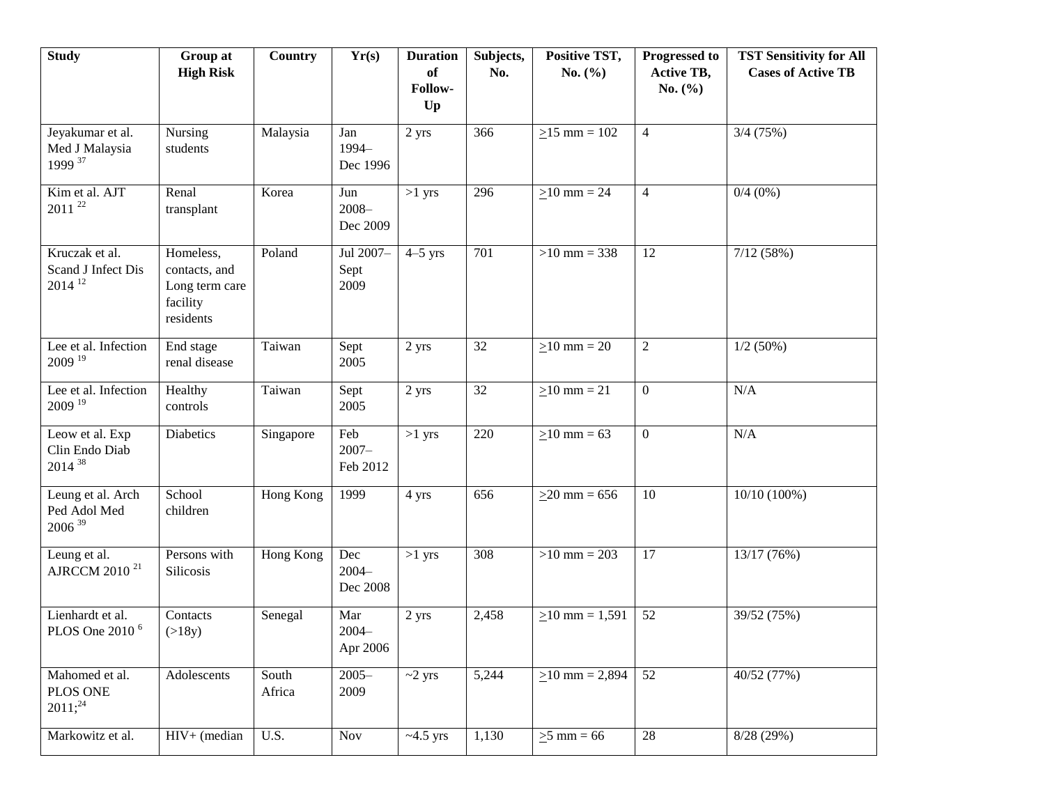| Study | Group at High Risk | Country | Yr(s) | Duration of Follow-Up | Subjects, No. | Positive TST, No. (%) | Progressed to Active TB, No. (%) | TST Sensitivity for All Cases of Active TB |
|---|---|---|---|---|---|---|---|---|
| Jeyakumar et al. Med J Malaysia 1999 [37] | Nursing students | Malaysia | Jan 1994–Dec 1996 | 2 yrs | 366 | $\geq$15 mm = 102 | 4 | 3/4 (75%) |
| Kim et al. AJT 2011 [22] | Renal transplant | Korea | Jun 2008–Dec 2009 | >1 yrs | 296 | $\geq$10 mm = 24 | 4 | 0/4 (0%) |
| Kruczak et al. Scand J Infect Dis 2014 [12] | Homeless, contacts, and Long term care facility residents | Poland | Jul 2007–Sept 2009 | 4–5 yrs | 701 | >10 mm = 338 | 12 | 7/12 (58%) |
| Lee et al. Infection 2009 [19] | End stage renal disease | Taiwan | Sept 2005 | 2 yrs | 32 | $\geq$10 mm = 20 | 2 | 1/2 (50%) |
| Lee et al. Infection 2009 [19] | Healthy controls | Taiwan | Sept 2005 | 2 yrs | 32 | $\geq$10 mm = 21 | 0 | N/A |
| Leow et al. Exp Clin Endo Diab 2014 [38] | Diabetics | Singapore | Feb 2007–Feb 2012 | >1 yrs | 220 | $\geq$10 mm = 63 | 0 | N/A |
| Leung et al. Arch Ped Adol Med 2006 [39] | School children | Hong Kong | 1999 | 4 yrs | 656 | $\geq$20 mm = 656 | 10 | 10/10 (100%) |
| Leung et al. AJRCCM 2010 [21] | Persons with Silicosis | Hong Kong | Dec 2004–Dec 2008 | >1 yrs | 308 | >10 mm = 203 | 17 | 13/17 (76%) |
| Lienhardt et al. PLOS One 2010 [6] | Contacts (>18y) | Senegal | Mar 2004–Apr 2006 | 2 yrs | 2,458 | $\geq$10 mm = 1,591 | 52 | 39/52 (75%) |
| Mahomed et al. PLOS ONE 2011;[24] | Adolescents | South Africa | 2005–2009 | ~2 yrs | 5,244 | $\geq$10 mm = 2,894 | 52 | 40/52 (77%) |
| Markowitz et al. | HIV+ (median | U.S. | Nov | ~4.5 yrs | 1,130 | $\geq$5 mm = 66 | 28 | 8/28 (29%) |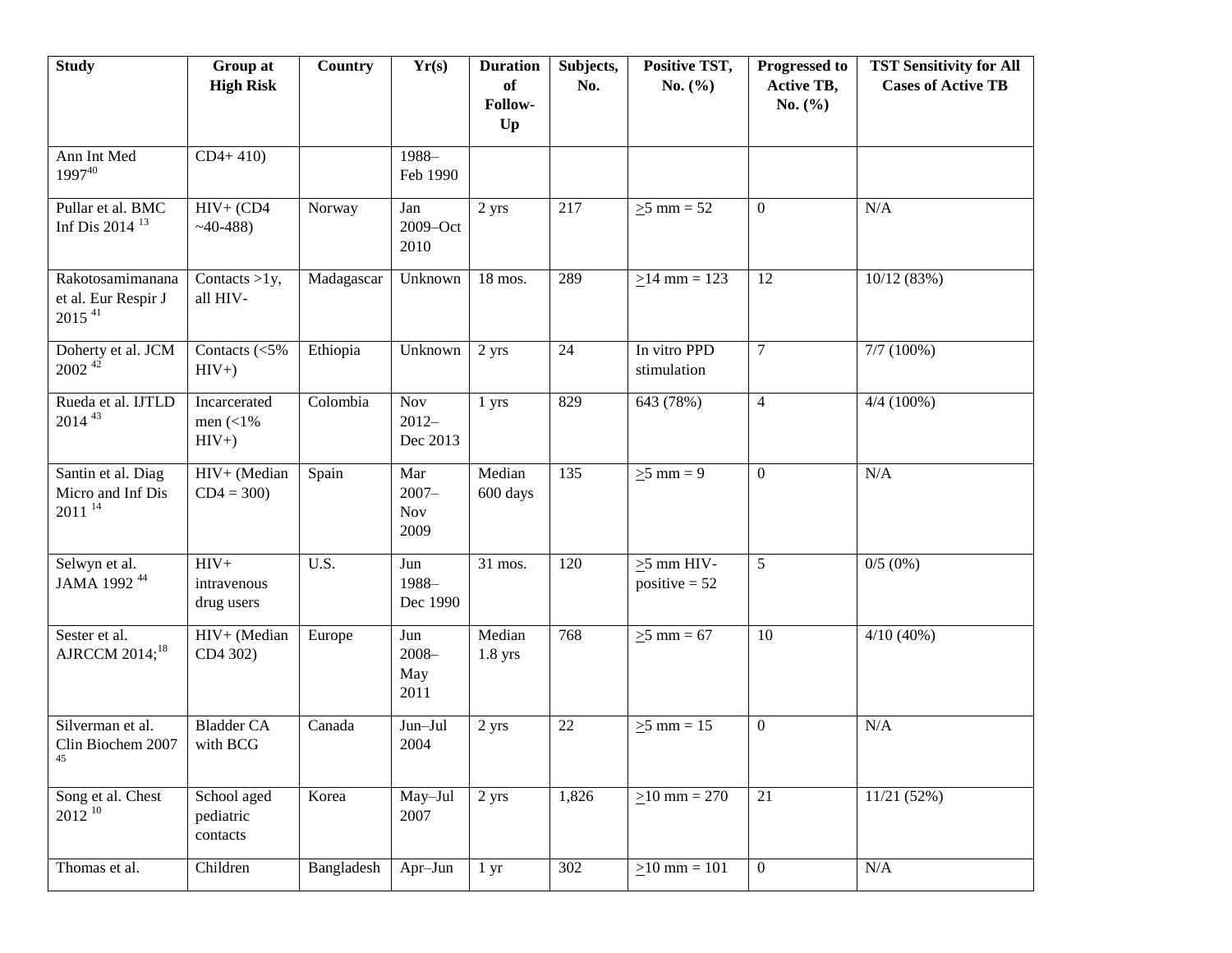| Study | Group at High Risk | Country | Yr(s) | Duration of Follow-Up | Subjects, No. | Positive TST, No. (%) | Progressed to Active TB, No. (%) | TST Sensitivity for All Cases of Active TB |
|---|---|---|---|---|---|---|---|---|
| Ann Int Med 1997[40] | CD4+ 410) | | 1988–Feb 1990 | | | | | |
| Pullar et al. BMC Inf Dis 2014 [13] | HIV+ (CD4 ~40-488) | Norway | Jan 2009–Oct 2010 | 2 yrs | 217 | ≥5 mm = 52 | 0 | N/A |
| Rakotosamimanana et al. Eur Respir J 2015 [41] | Contacts >1y, all HIV- | Madagascar | Unknown | 18 mos. | 289 | ≥14 mm = 123 | 12 | 10/12 (83%) |
| Doherty et al. JCM 2002 [42] | Contacts (<5% HIV+) | Ethiopia | Unknown | 2 yrs | 24 | In vitro PPD stimulation | 7 | 7/7 (100%) |
| Rueda et al. IJTLD 2014 [43] | Incarcerated men (<1% HIV+) | Colombia | Nov 2012–Dec 2013 | 1 yrs | 829 | 643 (78%) | 4 | 4/4 (100%) |
| Santin et al. Diag Micro and Inf Dis 2011 [14] | HIV+ (Median CD4 = 300) | Spain | Mar 2007–Nov 2009 | Median 600 days | 135 | ≥5 mm = 9 | 0 | N/A |
| Selwyn et al. JAMA 1992 [44] | HIV+ intravenous drug users | U.S. | Jun 1988–Dec 1990 | 31 mos. | 120 | ≥5 mm HIV-positive = 52 | 5 | 0/5 (0%) |
| Sester et al. AJRCCM 2014;[18] | HIV+ (Median CD4 302) | Europe | Jun 2008–May 2011 | Median 1.8 yrs | 768 | ≥5 mm = 67 | 10 | 4/10 (40%) |
| Silverman et al. Clin Biochem 2007 [45] | Bladder CA with BCG | Canada | Jun–Jul 2004 | 2 yrs | 22 | ≥5 mm = 15 | 0 | N/A |
| Song et al. Chest 2012 [10] | School aged pediatric contacts | Korea | May–Jul 2007 | 2 yrs | 1,826 | ≥10 mm = 270 | 21 | 11/21 (52%) |
| Thomas et al. | Children | Bangladesh | Apr–Jun | 1 yr | 302 | ≥10 mm = 101 | 0 | N/A |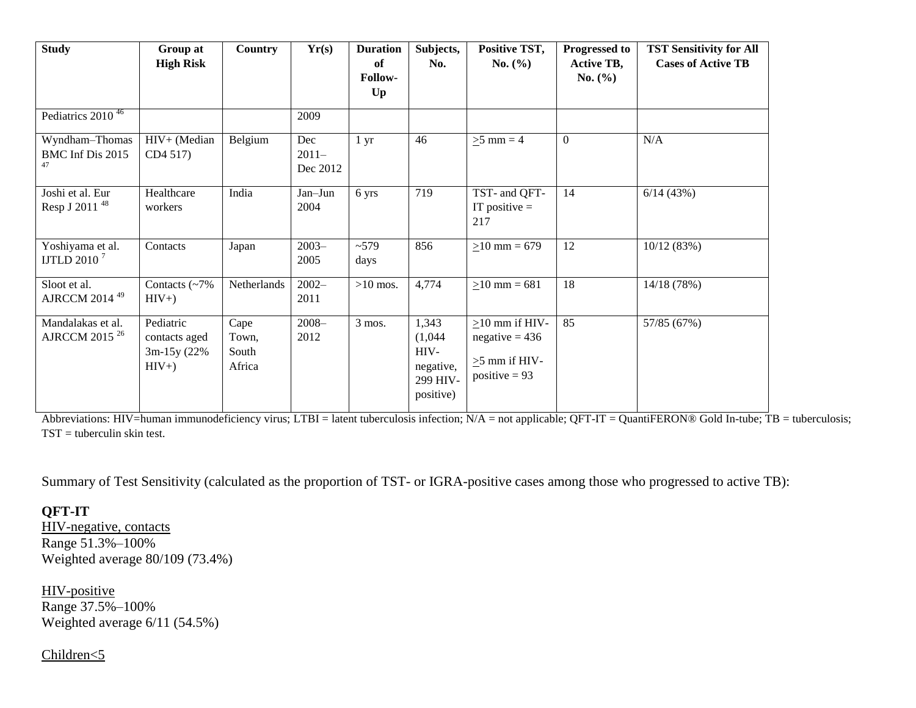| Study | Group at High Risk | Country | Yr(s) | Duration of Follow-Up | Subjects, No. | Positive TST, No. (%) | Progressed to Active TB, No. (%) | TST Sensitivity for All Cases of Active TB |
|---|---|---|---|---|---|---|---|---|
| Pediatrics 2010 [46] | | | 2009 | | | | | |
| Wyndham–Thomas BMC Inf Dis 2015 [47] | HIV+ (Median CD4 517) | Belgium | Dec 2011–Dec 2012 | 1 yr | 46 | >5 mm = 4 | 0 | N/A |
| Joshi et al. Eur Resp J 2011 [48] | Healthcare workers | India | Jan–Jun 2004 | 6 yrs | 719 | TST- and QFT-IT positive = 217 | 14 | 6/14 (43%) |
| Yoshiyama et al. IJTLD 2010 [7] | Contacts | Japan | 2003–2005 | ~579 days | 856 | >10 mm = 679 | 12 | 10/12 (83%) |
| Sloot et al. AJRCCM 2014 [49] | Contacts (~7% HIV+) | Netherlands | 2002–2011 | >10 mos. | 4,774 | >10 mm = 681 | 18 | 14/18 (78%) |
| Mandalakas et al. AJRCCM 2015 [26] | Pediatric contacts aged 3m-15y (22% HIV+) | Cape Town, South Africa | 2008–2012 | 3 mos. | 1,343 (1,044 HIV-negative, 299 HIV-positive) | >10 mm if HIV-negative = 436<br>>5 mm if HIV-positive = 93 | 85 | 57/85 (67%) |

Abbreviations: HIV=human immunodeficiency virus; LTBI = latent tuberculosis infection; N/A = not applicable; QFT-IT = QuantiFERON® Gold In-tube; TB = tuberculosis; TST = tuberculin skin test.

Summary of Test Sensitivity (calculated as the proportion of TST- or IGRA-positive cases among those who progressed to active TB):

**QFT-IT**

HIV-negative, contacts
Range 51.3%–100%
Weighted average 80/109 (73.4%)

HIV-positive
Range 37.5%–100%
Weighted average 6/11 (54.5%)

Children<5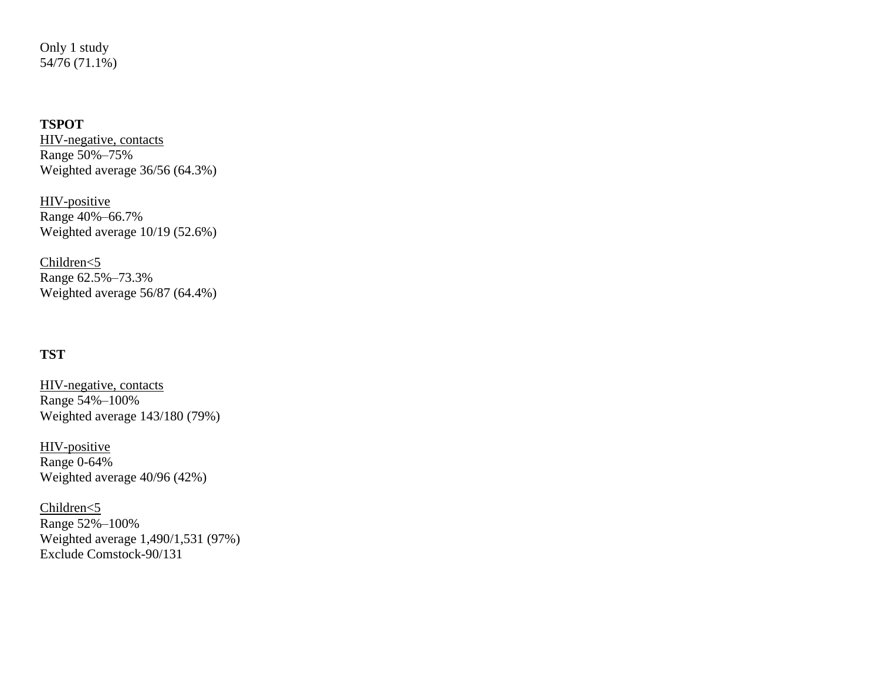Only 1 study
54/76 (71.1%)

**TSPOT**

HIV-negative, contacts
Range 50%–75%
Weighted average 36/56 (64.3%)

HIV-positive
Range 40%–66.7%
Weighted average 10/19 (52.6%)

Children<5
Range 62.5%–73.3%
Weighted average 56/87 (64.4%)

**TST**

HIV-negative, contacts
Range 54%–100%
Weighted average 143/180 (79%)

HIV-positive
Range 0-64%
Weighted average 40/96 (42%)

Children<5
Range 52%–100%
Weighted average 1,490/1,531 (97%)
Exclude Comstock-90/131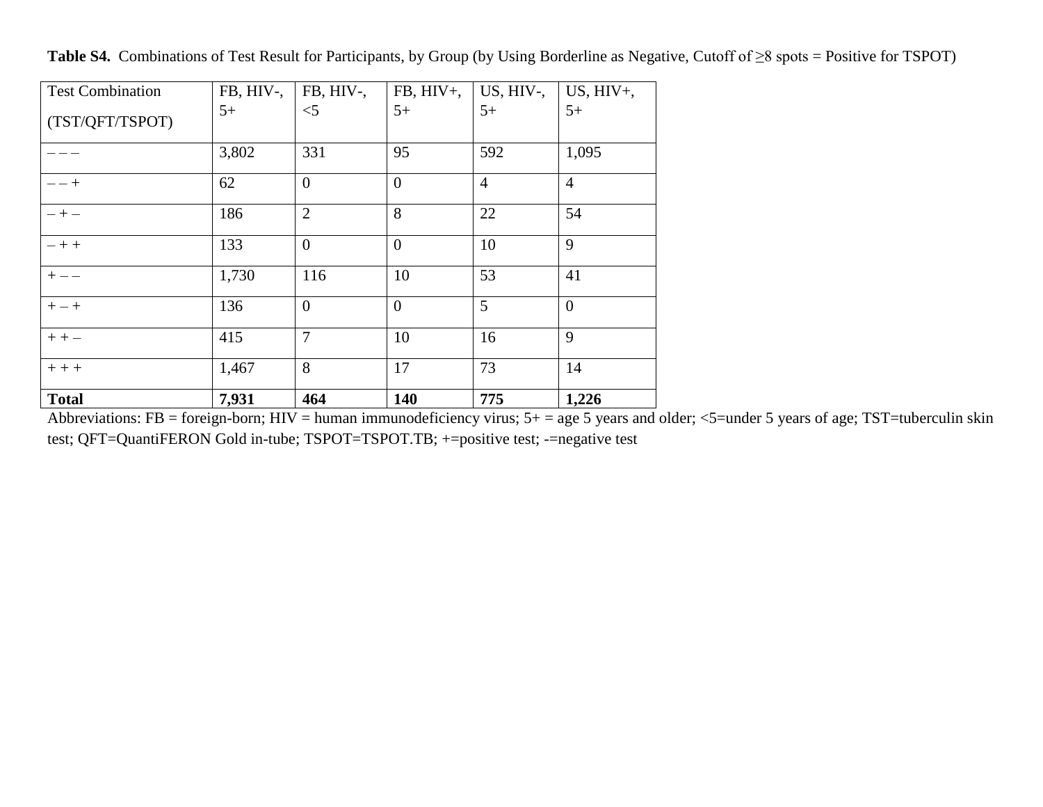**Table S4.** Combinations of Test Result for Participants, by Group (by Using Borderline as Negative, Cutoff of ≥8 spots = Positive for TSPOT)

| Test Combination (TST/QFT/TSPOT) | FB, HIV-, 5+ | FB, HIV-, <5 | FB, HIV+, 5+ | US, HIV-, 5+ | US, HIV+, 5+ |
|---|---|---|---|---|---|
| – – – | 3,802 | 331 | 95 | 592 | 1,095 |
| – – + | 62 | 0 | 0 | 4 | 4 |
| – + – | 186 | 2 | 8 | 22 | 54 |
| – + + | 133 | 0 | 0 | 10 | 9 |
| + – – | 1,730 | 116 | 10 | 53 | 41 |
| + – + | 136 | 0 | 0 | 5 | 0 |
| + + – | 415 | 7 | 10 | 16 | 9 |
| + + + | 1,467 | 8 | 17 | 73 | 14 |
| **Total** | **7,931** | **464** | **140** | **775** | **1,226** |

Abbreviations: FB = foreign-born; HIV = human immunodeficiency virus; 5+ = age 5 years and older; <5=under 5 years of age; TST=tuberculin skin test; QFT=QuantiFERON Gold in-tube; TSPOT=TSPOT.TB; +=positive test; -=negative test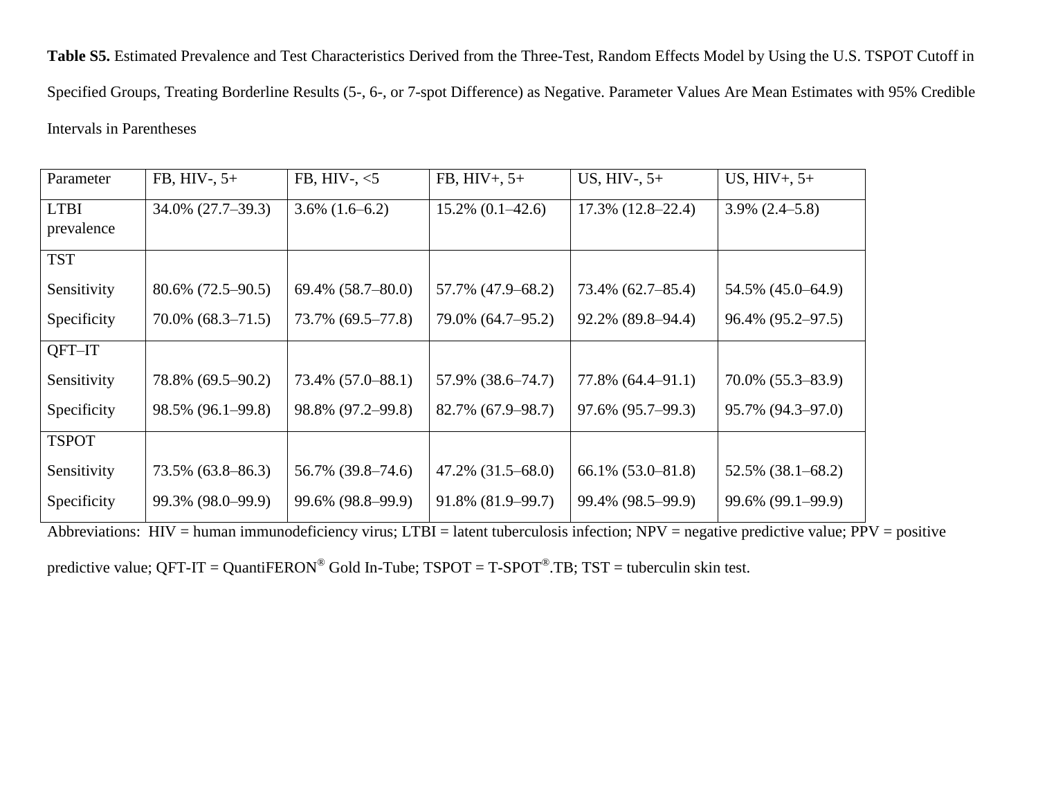**Table S5.** Estimated Prevalence and Test Characteristics Derived from the Three-Test, Random Effects Model by Using the U.S. TSPOT Cutoff in Specified Groups, Treating Borderline Results (5-, 6-, or 7-spot Difference) as Negative. Parameter Values Are Mean Estimates with 95% Credible Intervals in Parentheses

| Parameter | FB, HIV-, 5+ | FB, HIV-, <5 | FB, HIV+, 5+ | US, HIV-, 5+ | US, HIV+, 5+ |
|---|---|---|---|---|---|
| LTBI prevalence | 34.0% (27.7–39.3) | 3.6% (1.6–6.2) | 15.2% (0.1–42.6) | 17.3% (12.8–22.4) | 3.9% (2.4–5.8) |
| TST | | | | | |
| Sensitivity | 80.6% (72.5–90.5) | 69.4% (58.7–80.0) | 57.7% (47.9–68.2) | 73.4% (62.7–85.4) | 54.5% (45.0–64.9) |
| Specificity | 70.0% (68.3–71.5) | 73.7% (69.5–77.8) | 79.0% (64.7–95.2) | 92.2% (89.8–94.4) | 96.4% (95.2–97.5) |
| QFT–IT | | | | | |
| Sensitivity | 78.8% (69.5–90.2) | 73.4% (57.0–88.1) | 57.9% (38.6–74.7) | 77.8% (64.4–91.1) | 70.0% (55.3–83.9) |
| Specificity | 98.5% (96.1–99.8) | 98.8% (97.2–99.8) | 82.7% (67.9–98.7) | 97.6% (95.7–99.3) | 95.7% (94.3–97.0) |
| TSPOT | | | | | |
| Sensitivity | 73.5% (63.8–86.3) | 56.7% (39.8–74.6) | 47.2% (31.5–68.0) | 66.1% (53.0–81.8) | 52.5% (38.1–68.2) |
| Specificity | 99.3% (98.0–99.9) | 99.6% (98.8–99.9) | 91.8% (81.9–99.7) | 99.4% (98.5–99.9) | 99.6% (99.1–99.9) |

Abbreviations: HIV = human immunodeficiency virus; LTBI = latent tuberculosis infection; NPV = negative predictive value; PPV = positive predictive value; QFT-IT = QuantiFERON® Gold In-Tube; TSPOT = T-SPOT®.TB; TST = tuberculin skin test.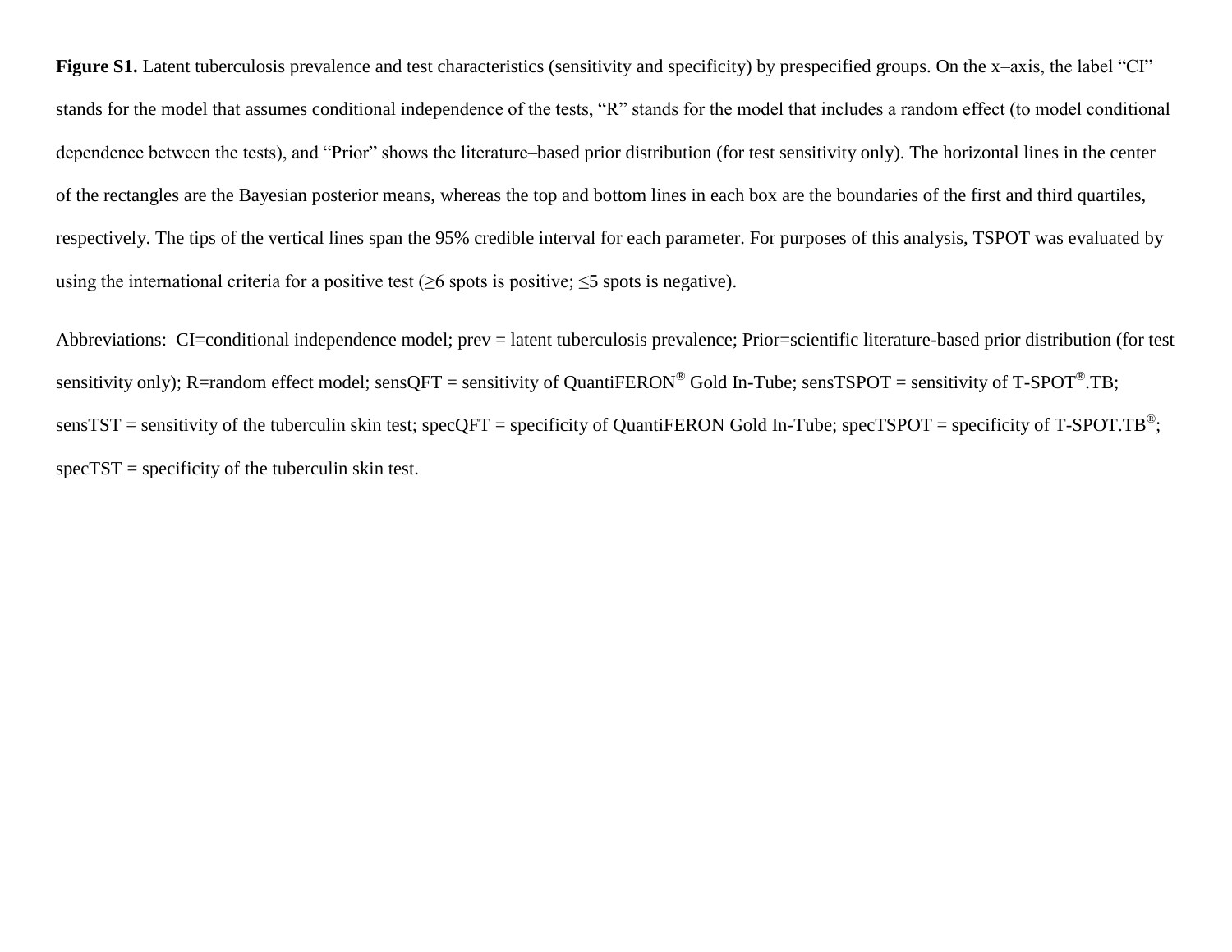**Figure S1.** Latent tuberculosis prevalence and test characteristics (sensitivity and specificity) by prespecified groups. On the x–axis, the label "CI" stands for the model that assumes conditional independence of the tests, "R" stands for the model that includes a random effect (to model conditional dependence between the tests), and "Prior" shows the literature–based prior distribution (for test sensitivity only). The horizontal lines in the center of the rectangles are the Bayesian posterior means, whereas the top and bottom lines in each box are the boundaries of the first and third quartiles, respectively. The tips of the vertical lines span the 95% credible interval for each parameter. For purposes of this analysis, TSPOT was evaluated by using the international criteria for a positive test (≥6 spots is positive; ≤5 spots is negative).

Abbreviations: CI=conditional independence model; prev = latent tuberculosis prevalence; Prior=scientific literature-based prior distribution (for test sensitivity only); R=random effect model; sensQFT = sensitivity of QuantiFERON® Gold In-Tube; sensTSPOT = sensitivity of T-SPOT®.TB; sensTST = sensitivity of the tuberculin skin test; specQFT = specificity of QuantiFERON Gold In-Tube; specTSPOT = specificity of T-SPOT.TB®; specTST = specificity of the tuberculin skin test.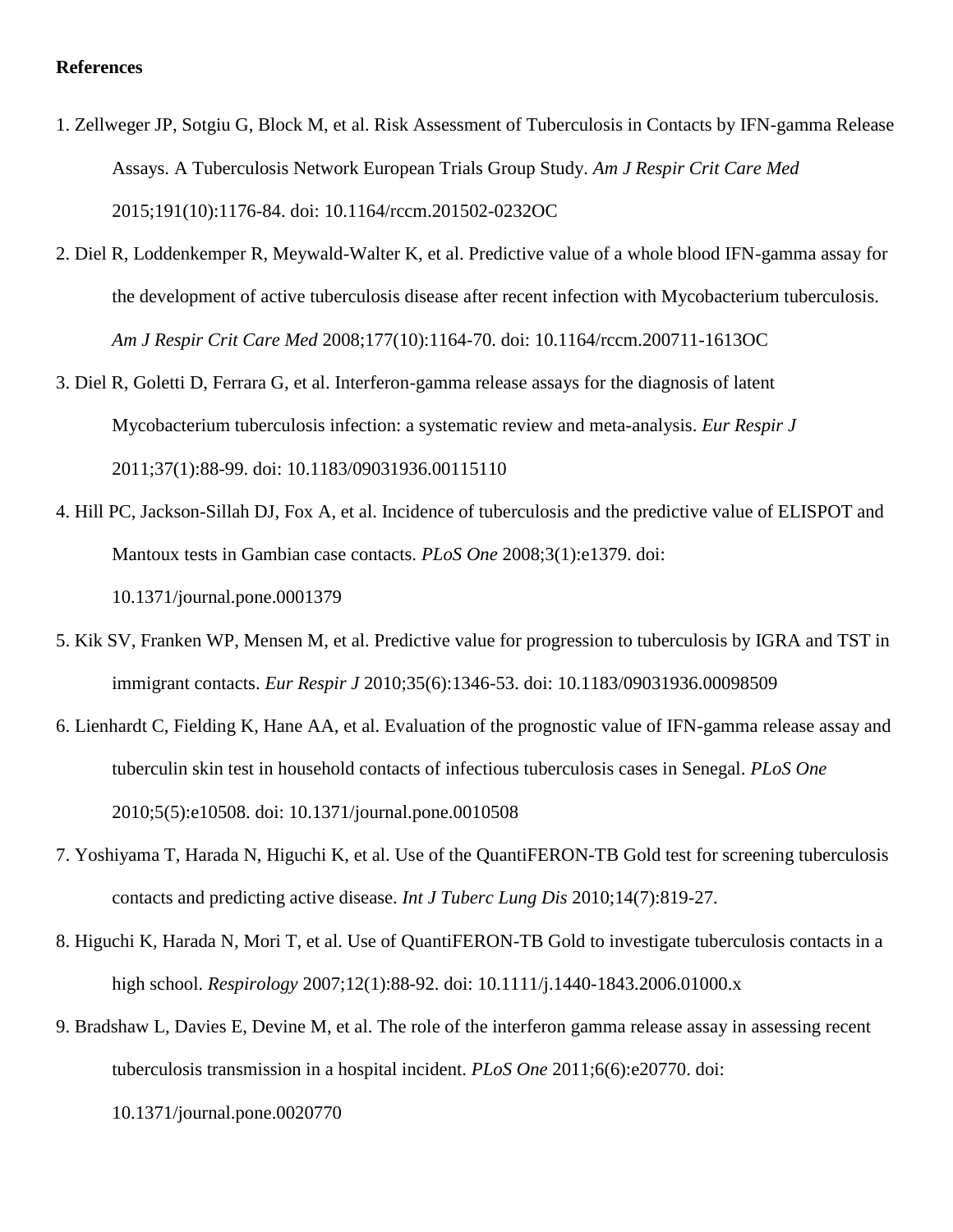**References**

1. Zellweger JP, Sotgiu G, Block M, et al. Risk Assessment of Tuberculosis in Contacts by IFN-gamma Release Assays. A Tuberculosis Network European Trials Group Study. *Am J Respir Crit Care Med* 2015;191(10):1176-84. doi: 10.1164/rccm.201502-0232OC
2. Diel R, Loddenkemper R, Meywald-Walter K, et al. Predictive value of a whole blood IFN-gamma assay for the development of active tuberculosis disease after recent infection with Mycobacterium tuberculosis. *Am J Respir Crit Care Med* 2008;177(10):1164-70. doi: 10.1164/rccm.200711-1613OC
3. Diel R, Goletti D, Ferrara G, et al. Interferon-gamma release assays for the diagnosis of latent Mycobacterium tuberculosis infection: a systematic review and meta-analysis. *Eur Respir J* 2011;37(1):88-99. doi: 10.1183/09031936.00115110
4. Hill PC, Jackson-Sillah DJ, Fox A, et al. Incidence of tuberculosis and the predictive value of ELISPOT and Mantoux tests in Gambian case contacts. *PLoS One* 2008;3(1):e1379. doi: 10.1371/journal.pone.0001379
5. Kik SV, Franken WP, Mensen M, et al. Predictive value for progression to tuberculosis by IGRA and TST in immigrant contacts. *Eur Respir J* 2010;35(6):1346-53. doi: 10.1183/09031936.00098509
6. Lienhardt C, Fielding K, Hane AA, et al. Evaluation of the prognostic value of IFN-gamma release assay and tuberculin skin test in household contacts of infectious tuberculosis cases in Senegal. *PLoS One* 2010;5(5):e10508. doi: 10.1371/journal.pone.0010508
7. Yoshiyama T, Harada N, Higuchi K, et al. Use of the QuantiFERON-TB Gold test for screening tuberculosis contacts and predicting active disease. *Int J Tuberc Lung Dis* 2010;14(7):819-27.
8. Higuchi K, Harada N, Mori T, et al. Use of QuantiFERON-TB Gold to investigate tuberculosis contacts in a high school. *Respirology* 2007;12(1):88-92. doi: 10.1111/j.1440-1843.2006.01000.x
9. Bradshaw L, Davies E, Devine M, et al. The role of the interferon gamma release assay in assessing recent tuberculosis transmission in a hospital incident. *PLoS One* 2011;6(6):e20770. doi: 10.1371/journal.pone.0020770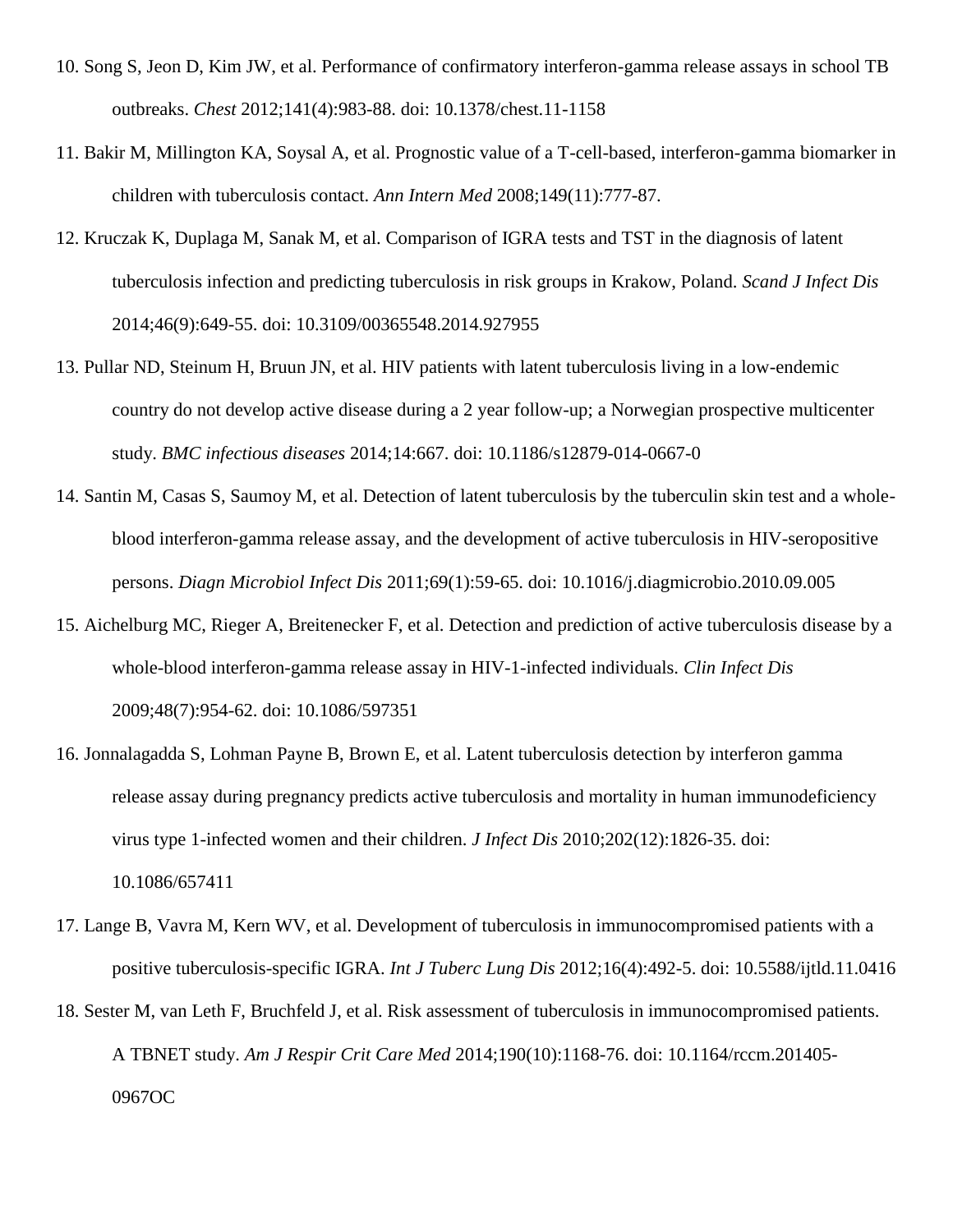10. Song S, Jeon D, Kim JW, et al. Performance of confirmatory interferon-gamma release assays in school TB outbreaks. *Chest* 2012;141(4):983-88. doi: 10.1378/chest.11-1158

11. Bakir M, Millington KA, Soysal A, et al. Prognostic value of a T-cell-based, interferon-gamma biomarker in children with tuberculosis contact. *Ann Intern Med* 2008;149(11):777-87.

12. Kruczak K, Duplaga M, Sanak M, et al. Comparison of IGRA tests and TST in the diagnosis of latent tuberculosis infection and predicting tuberculosis in risk groups in Krakow, Poland. *Scand J Infect Dis* 2014;46(9):649-55. doi: 10.3109/00365548.2014.927955

13. Pullar ND, Steinum H, Bruun JN, et al. HIV patients with latent tuberculosis living in a low-endemic country do not develop active disease during a 2 year follow-up; a Norwegian prospective multicenter study. *BMC infectious diseases* 2014;14:667. doi: 10.1186/s12879-014-0667-0

14. Santin M, Casas S, Saumoy M, et al. Detection of latent tuberculosis by the tuberculin skin test and a whole-blood interferon-gamma release assay, and the development of active tuberculosis in HIV-seropositive persons. *Diagn Microbiol Infect Dis* 2011;69(1):59-65. doi: 10.1016/j.diagmicrobio.2010.09.005

15. Aichelburg MC, Rieger A, Breitenecker F, et al. Detection and prediction of active tuberculosis disease by a whole-blood interferon-gamma release assay in HIV-1-infected individuals. *Clin Infect Dis* 2009;48(7):954-62. doi: 10.1086/597351

16. Jonnalagadda S, Lohman Payne B, Brown E, et al. Latent tuberculosis detection by interferon gamma release assay during pregnancy predicts active tuberculosis and mortality in human immunodeficiency virus type 1-infected women and their children. *J Infect Dis* 2010;202(12):1826-35. doi: 10.1086/657411

17. Lange B, Vavra M, Kern WV, et al. Development of tuberculosis in immunocompromised patients with a positive tuberculosis-specific IGRA. *Int J Tuberc Lung Dis* 2012;16(4):492-5. doi: 10.5588/ijtld.11.0416

18. Sester M, van Leth F, Bruchfeld J, et al. Risk assessment of tuberculosis in immunocompromised patients. A TBNET study. *Am J Respir Crit Care Med* 2014;190(10):1168-76. doi: 10.1164/rccm.201405-0967OC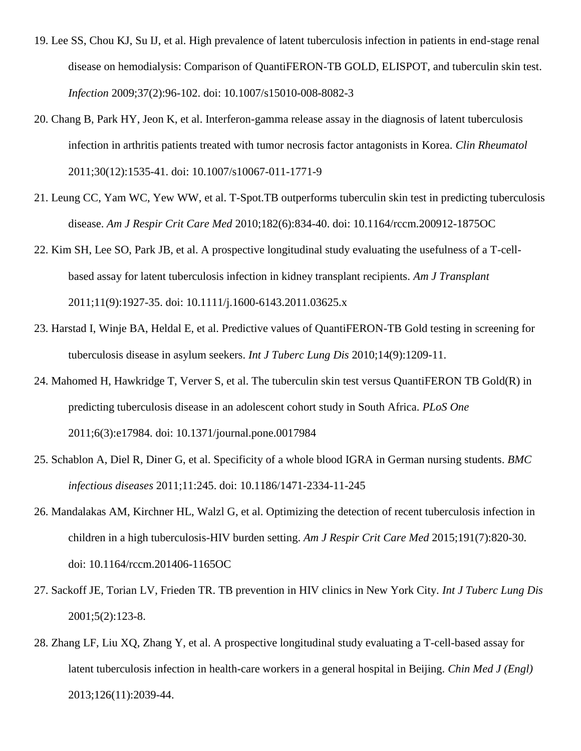19. Lee SS, Chou KJ, Su IJ, et al. High prevalence of latent tuberculosis infection in patients in end-stage renal disease on hemodialysis: Comparison of QuantiFERON-TB GOLD, ELISPOT, and tuberculin skin test. *Infection* 2009;37(2):96-102. doi: 10.1007/s15010-008-8082-3

20. Chang B, Park HY, Jeon K, et al. Interferon-gamma release assay in the diagnosis of latent tuberculosis infection in arthritis patients treated with tumor necrosis factor antagonists in Korea. *Clin Rheumatol* 2011;30(12):1535-41. doi: 10.1007/s10067-011-1771-9

21. Leung CC, Yam WC, Yew WW, et al. T-Spot.TB outperforms tuberculin skin test in predicting tuberculosis disease. *Am J Respir Crit Care Med* 2010;182(6):834-40. doi: 10.1164/rccm.200912-1875OC

22. Kim SH, Lee SO, Park JB, et al. A prospective longitudinal study evaluating the usefulness of a T-cell-based assay for latent tuberculosis infection in kidney transplant recipients. *Am J Transplant* 2011;11(9):1927-35. doi: 10.1111/j.1600-6143.2011.03625.x

23. Harstad I, Winje BA, Heldal E, et al. Predictive values of QuantiFERON-TB Gold testing in screening for tuberculosis disease in asylum seekers. *Int J Tuberc Lung Dis* 2010;14(9):1209-11.

24. Mahomed H, Hawkridge T, Verver S, et al. The tuberculin skin test versus QuantiFERON TB Gold(R) in predicting tuberculosis disease in an adolescent cohort study in South Africa. *PLoS One* 2011;6(3):e17984. doi: 10.1371/journal.pone.0017984

25. Schablon A, Diel R, Diner G, et al. Specificity of a whole blood IGRA in German nursing students. *BMC infectious diseases* 2011;11:245. doi: 10.1186/1471-2334-11-245

26. Mandalakas AM, Kirchner HL, Walzl G, et al. Optimizing the detection of recent tuberculosis infection in children in a high tuberculosis-HIV burden setting. *Am J Respir Crit Care Med* 2015;191(7):820-30. doi: 10.1164/rccm.201406-1165OC

27. Sackoff JE, Torian LV, Frieden TR. TB prevention in HIV clinics in New York City. *Int J Tuberc Lung Dis* 2001;5(2):123-8.

28. Zhang LF, Liu XQ, Zhang Y, et al. A prospective longitudinal study evaluating a T-cell-based assay for latent tuberculosis infection in health-care workers in a general hospital in Beijing. *Chin Med J (Engl)* 2013;126(11):2039-44.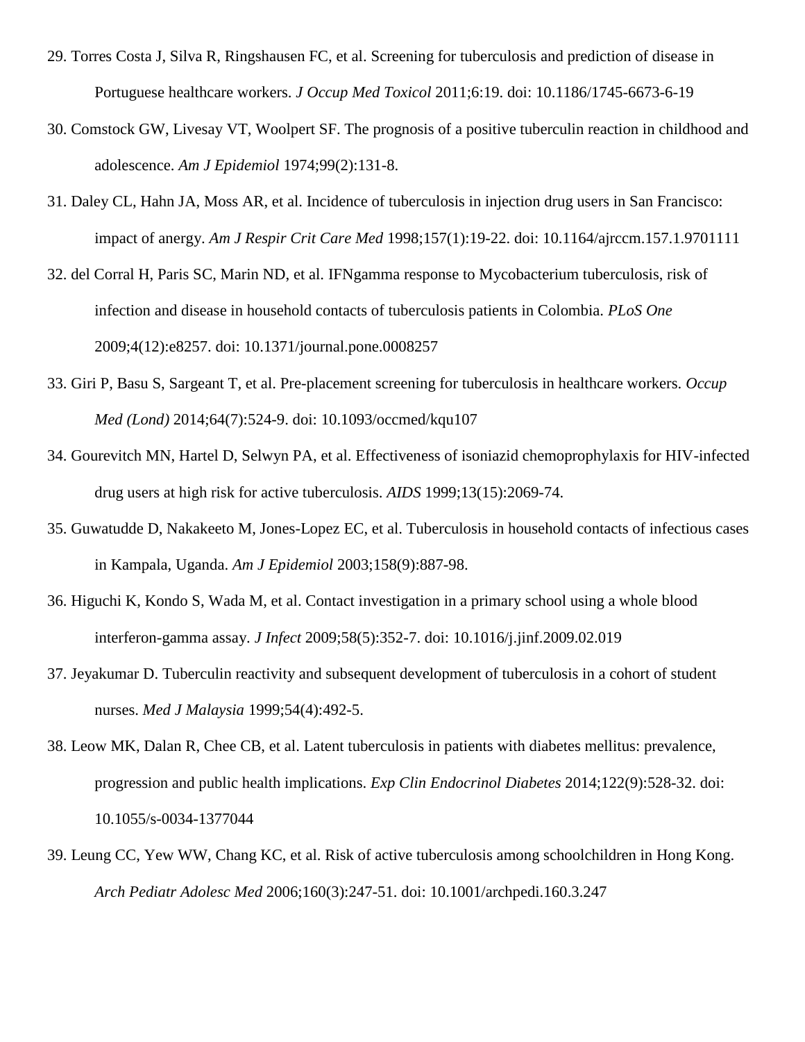29. Torres Costa J, Silva R, Ringshausen FC, et al. Screening for tuberculosis and prediction of disease in Portuguese healthcare workers. *J Occup Med Toxicol* 2011;6:19. doi: 10.1186/1745-6673-6-19

30. Comstock GW, Livesay VT, Woolpert SF. The prognosis of a positive tuberculin reaction in childhood and adolescence. *Am J Epidemiol* 1974;99(2):131-8.

31. Daley CL, Hahn JA, Moss AR, et al. Incidence of tuberculosis in injection drug users in San Francisco: impact of anergy. *Am J Respir Crit Care Med* 1998;157(1):19-22. doi: 10.1164/ajrccm.157.1.9701111

32. del Corral H, Paris SC, Marin ND, et al. IFNgamma response to Mycobacterium tuberculosis, risk of infection and disease in household contacts of tuberculosis patients in Colombia. *PLoS One* 2009;4(12):e8257. doi: 10.1371/journal.pone.0008257

33. Giri P, Basu S, Sargeant T, et al. Pre-placement screening for tuberculosis in healthcare workers. *Occup Med (Lond)* 2014;64(7):524-9. doi: 10.1093/occmed/kqu107

34. Gourevitch MN, Hartel D, Selwyn PA, et al. Effectiveness of isoniazid chemoprophylaxis for HIV-infected drug users at high risk for active tuberculosis. *AIDS* 1999;13(15):2069-74.

35. Guwatudde D, Nakakeeto M, Jones-Lopez EC, et al. Tuberculosis in household contacts of infectious cases in Kampala, Uganda. *Am J Epidemiol* 2003;158(9):887-98.

36. Higuchi K, Kondo S, Wada M, et al. Contact investigation in a primary school using a whole blood interferon-gamma assay. *J Infect* 2009;58(5):352-7. doi: 10.1016/j.jinf.2009.02.019

37. Jeyakumar D. Tuberculin reactivity and subsequent development of tuberculosis in a cohort of student nurses. *Med J Malaysia* 1999;54(4):492-5.

38. Leow MK, Dalan R, Chee CB, et al. Latent tuberculosis in patients with diabetes mellitus: prevalence, progression and public health implications. *Exp Clin Endocrinol Diabetes* 2014;122(9):528-32. doi: 10.1055/s-0034-1377044

39. Leung CC, Yew WW, Chang KC, et al. Risk of active tuberculosis among schoolchildren in Hong Kong. *Arch Pediatr Adolesc Med* 2006;160(3):247-51. doi: 10.1001/archpedi.160.3.247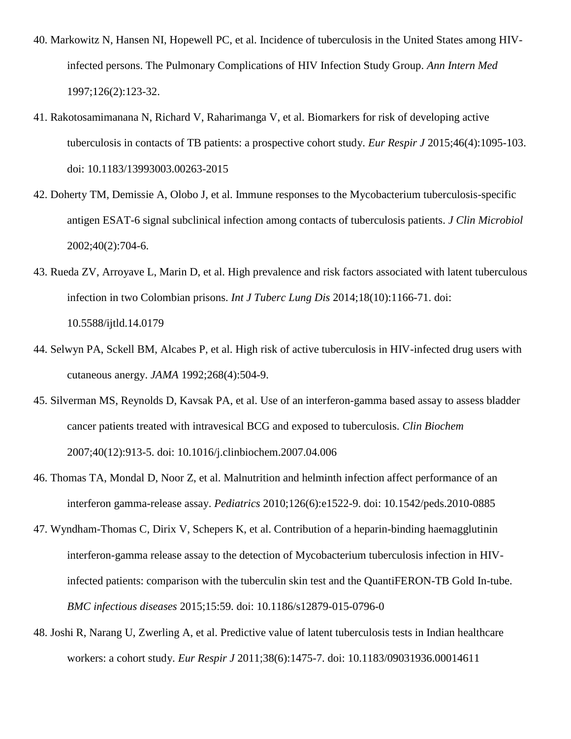40. Markowitz N, Hansen NI, Hopewell PC, et al. Incidence of tuberculosis in the United States among HIV-infected persons. The Pulmonary Complications of HIV Infection Study Group. *Ann Intern Med* 1997;126(2):123-32.

41. Rakotosamimanana N, Richard V, Raharimanga V, et al. Biomarkers for risk of developing active tuberculosis in contacts of TB patients: a prospective cohort study. *Eur Respir J* 2015;46(4):1095-103. doi: 10.1183/13993003.00263-2015

42. Doherty TM, Demissie A, Olobo J, et al. Immune responses to the Mycobacterium tuberculosis-specific antigen ESAT-6 signal subclinical infection among contacts of tuberculosis patients. *J Clin Microbiol* 2002;40(2):704-6.

43. Rueda ZV, Arroyave L, Marin D, et al. High prevalence and risk factors associated with latent tuberculous infection in two Colombian prisons. *Int J Tuberc Lung Dis* 2014;18(10):1166-71. doi: 10.5588/ijtld.14.0179

44. Selwyn PA, Sckell BM, Alcabes P, et al. High risk of active tuberculosis in HIV-infected drug users with cutaneous anergy. *JAMA* 1992;268(4):504-9.

45. Silverman MS, Reynolds D, Kavsak PA, et al. Use of an interferon-gamma based assay to assess bladder cancer patients treated with intravesical BCG and exposed to tuberculosis. *Clin Biochem* 2007;40(12):913-5. doi: 10.1016/j.clinbiochem.2007.04.006

46. Thomas TA, Mondal D, Noor Z, et al. Malnutrition and helminth infection affect performance of an interferon gamma-release assay. *Pediatrics* 2010;126(6):e1522-9. doi: 10.1542/peds.2010-0885

47. Wyndham-Thomas C, Dirix V, Schepers K, et al. Contribution of a heparin-binding haemagglutinin interferon-gamma release assay to the detection of Mycobacterium tuberculosis infection in HIV-infected patients: comparison with the tuberculin skin test and the QuantiFERON-TB Gold In-tube. *BMC infectious diseases* 2015;15:59. doi: 10.1186/s12879-015-0796-0

48. Joshi R, Narang U, Zwerling A, et al. Predictive value of latent tuberculosis tests in Indian healthcare workers: a cohort study. *Eur Respir J* 2011;38(6):1475-7. doi: 10.1183/09031936.00014611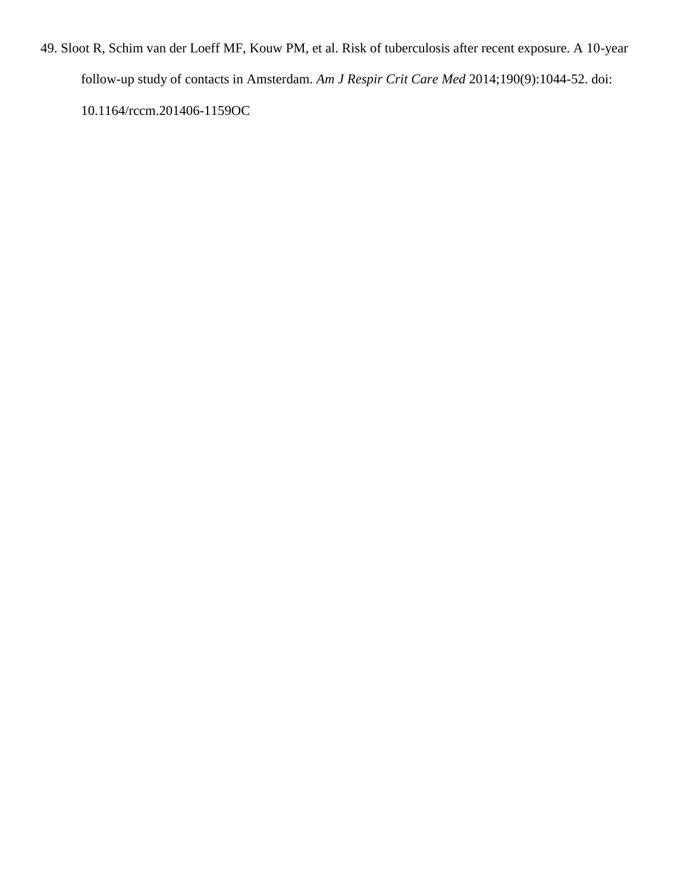49. Sloot R, Schim van der Loeff MF, Kouw PM, et al. Risk of tuberculosis after recent exposure. A 10-year follow-up study of contacts in Amsterdam. *Am J Respir Crit Care Med* 2014;190(9):1044-52. doi: 10.1164/rccm.201406-1159OC